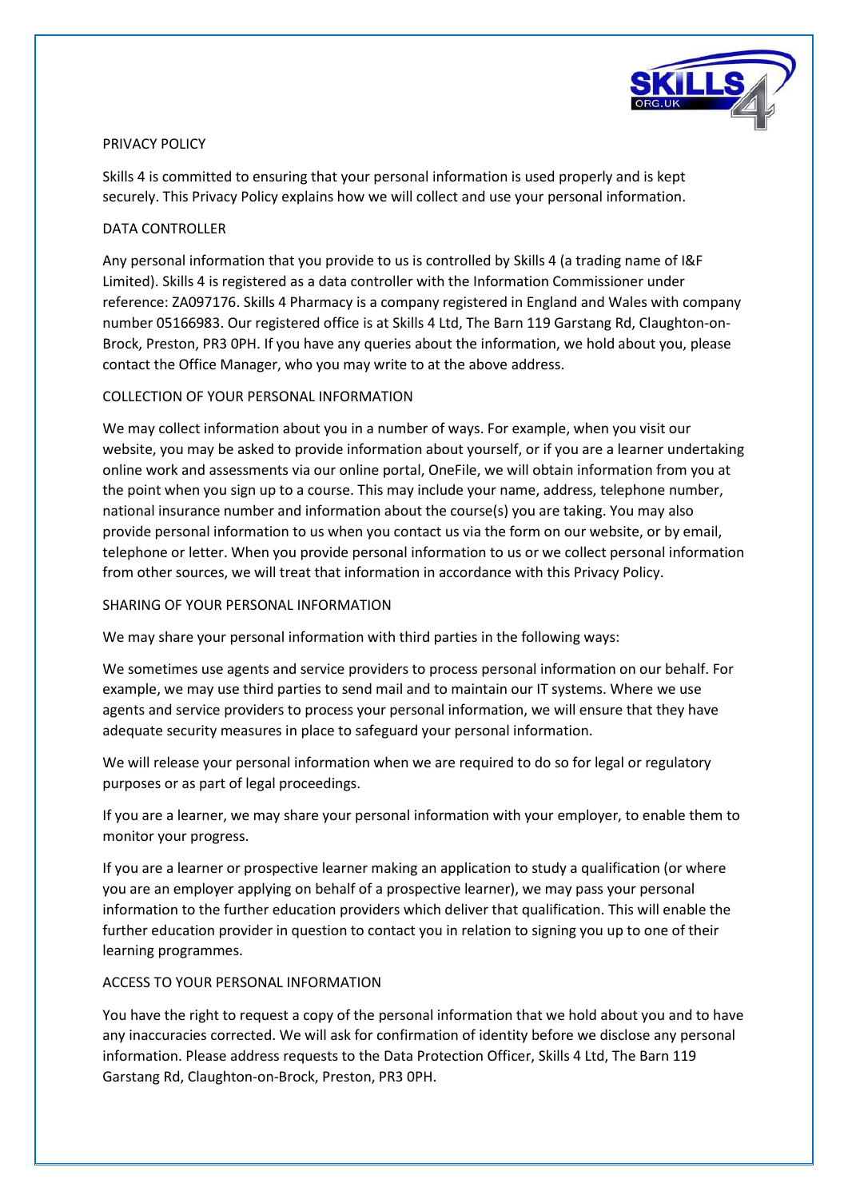# PRIVACY POLICY

Skills 4 is committed to ensuring that your personal information is used properly and is kept securely. This Privacy Policy explains how we will collect and use your personal information.

## DATA CONTROLLER

Any personal information that you provide to us is controlled by Skills 4 (a trading name of I&F Limited). Skills 4 is registered as a data controller with the Information Commissioner under reference: ZA097176. Skills 4 Pharmacy is a company registered in England and Wales with company number 05166983. Our registered office is at Skills 4 Ltd, The Barn 119 Garstang Rd, Claughton-on-Brock, Preston, PR3 0PH. If you have any queries about the information, we hold about you, please contact the Office Manager, who you may write to at the above address.

## COLLECTION OF YOUR PERSONAL INFORMATION

We may collect information about you in a number of ways. For example, when you visit our website, you may be asked to provide information about yourself, or if you are a learner undertaking online work and assessments via our online portal, OneFile, we will obtain information from you at the point when you sign up to a course. This may include your name, address, telephone number, national insurance number and information about the course(s) you are taking. You may also provide personal information to us when you contact us via the form on our website, or by email, telephone or letter. When you provide personal information to us or we collect personal information from other sources, we will treat that information in accordance with this Privacy Policy.

## SHARING OF YOUR PERSONAL INFORMATION

We may share your personal information with third parties in the following ways:

We sometimes use agents and service providers to process personal information on our behalf. For example, we may use third parties to send mail and to maintain our IT systems. Where we use agents and service providers to process your personal information, we will ensure that they have adequate security measures in place to safeguard your personal information.

We will release your personal information when we are required to do so for legal or regulatory purposes or as part of legal proceedings.

If you are a learner, we may share your personal information with your employer, to enable them to monitor your progress.

If you are a learner or prospective learner making an application to study a qualification (or where you are an employer applying on behalf of a prospective learner), we may pass your personal information to the further education providers which deliver that qualification. This will enable the further education provider in question to contact you in relation to signing you up to one of their learning programmes.

## ACCESS TO YOUR PERSONAL INFORMATION

You have the right to request a copy of the personal information that we hold about you and to have any inaccuracies corrected. We will ask for confirmation of identity before we disclose any personal information. Please address requests to the Data Protection Officer, Skills 4 Ltd, The Barn 119 Garstang Rd, Claughton-on-Brock, Preston, PR3 0PH.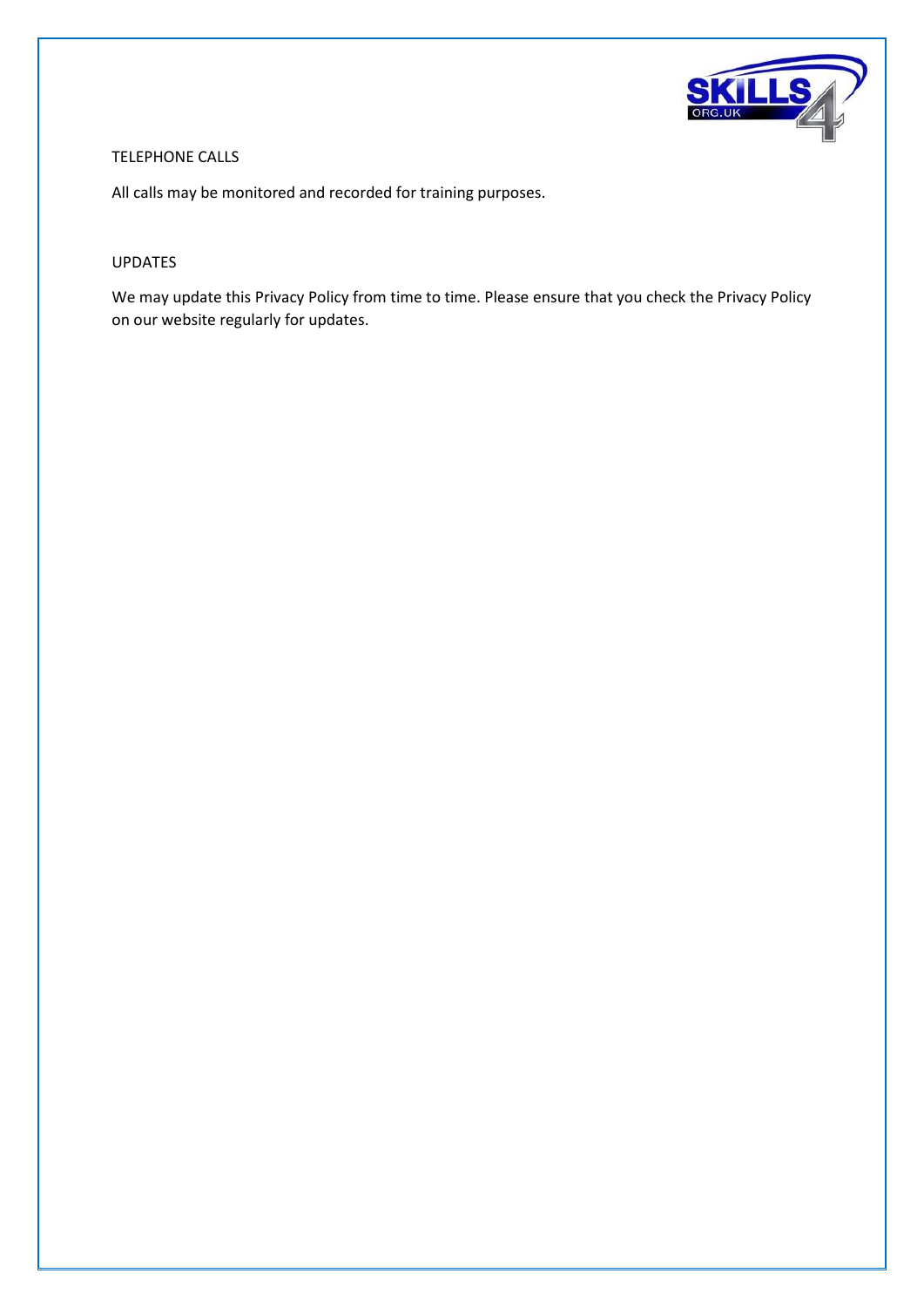## TELEPHONE CALLS

All calls may be monitored and recorded for training purposes.

## UPDATES

We may update this Privacy Policy from time to time. Please ensure that you check the Privacy Policy on our website regularly for updates.